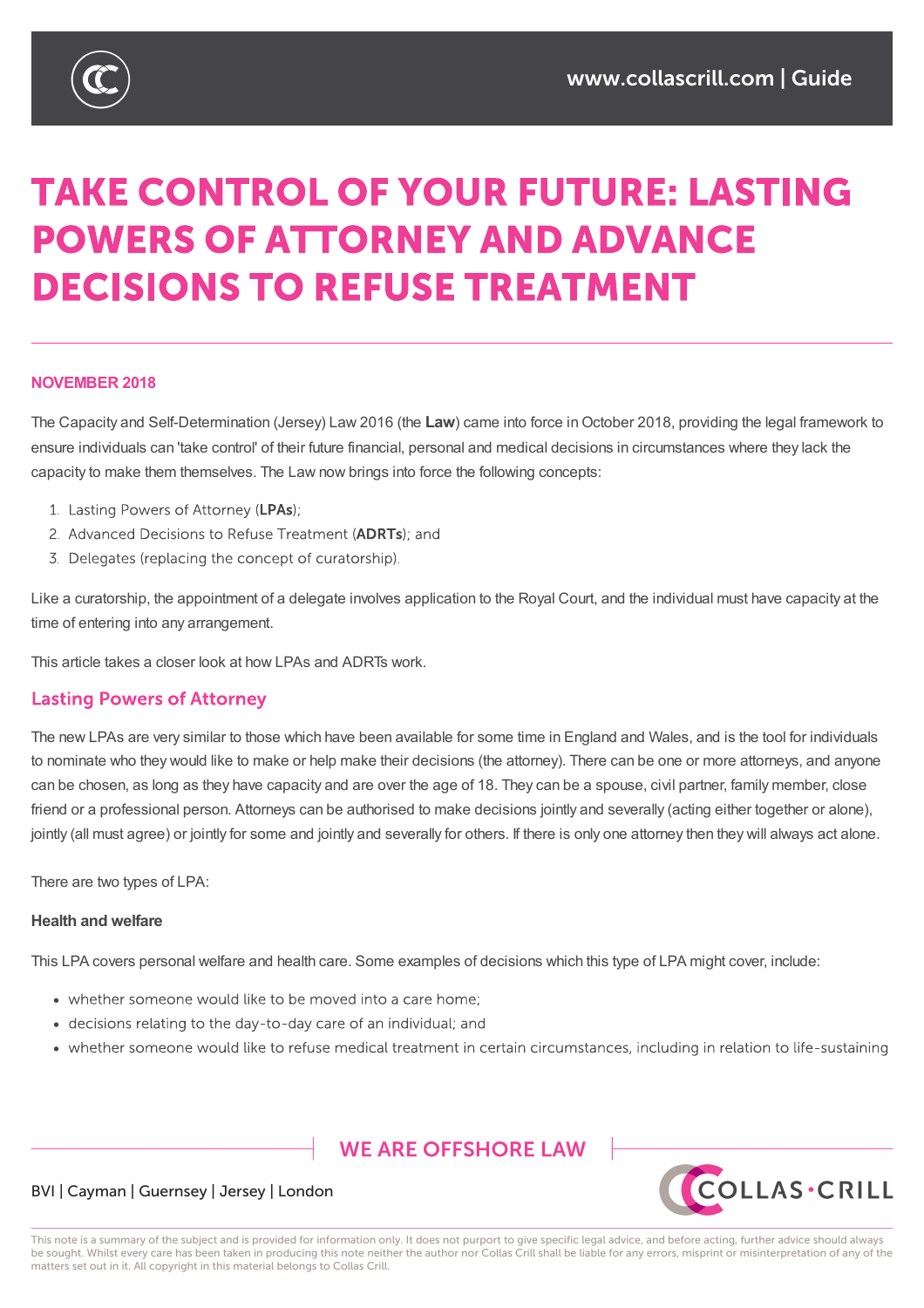# TAKE CONTROL OF YOUR FUTURE: LASTING POWERS OF ATTORNEY AND ADVANCE DECISIONS TO REFUSE TREATMENT

**NOVEMBER 2018**

The Capacity and Self-Determination (Jersey) Law 2016 (the **Law**) came into force in October 2018, providing the legal framework to ensure individuals can 'take control' of their future financial, personal and medical decisions in circumstances where they lack the capacity to make them themselves. The Law now brings into force the following concepts:

1. Lasting Powers of Attorney (**LPAs**);
2. Advanced Decisions to Refuse Treatment (**ADRTs**); and
3. Delegates (replacing the concept of curatorship).

Like a curatorship, the appointment of a delegate involves application to the Royal Court, and the individual must have capacity at the time of entering into any arrangement.

This article takes a closer look at how LPAs and ADRTs work.

## Lasting Powers of Attorney

The new LPAs are very similar to those which have been available for some time in England and Wales, and is the tool for individuals to nominate who they would like to make or help make their decisions (the attorney). There can be one or more attorneys, and anyone can be chosen, as long as they have capacity and are over the age of 18. They can be a spouse, civil partner, family member, close friend or a professional person. Attorneys can be authorised to make decisions jointly and severally (acting either together or alone), jointly (all must agree) or jointly for some and jointly and severally for others. If there is only one attorney then they will always act alone.

There are two types of LPA:

**Health and welfare**

This LPA covers personal welfare and health care. Some examples of decisions which this type of LPA might cover, include:

- whether someone would like to be moved into a care home;
- decisions relating to the day-to-day care of an individual; and
- whether someone would like to refuse medical treatment in certain circumstances, including in relation to life-sustaining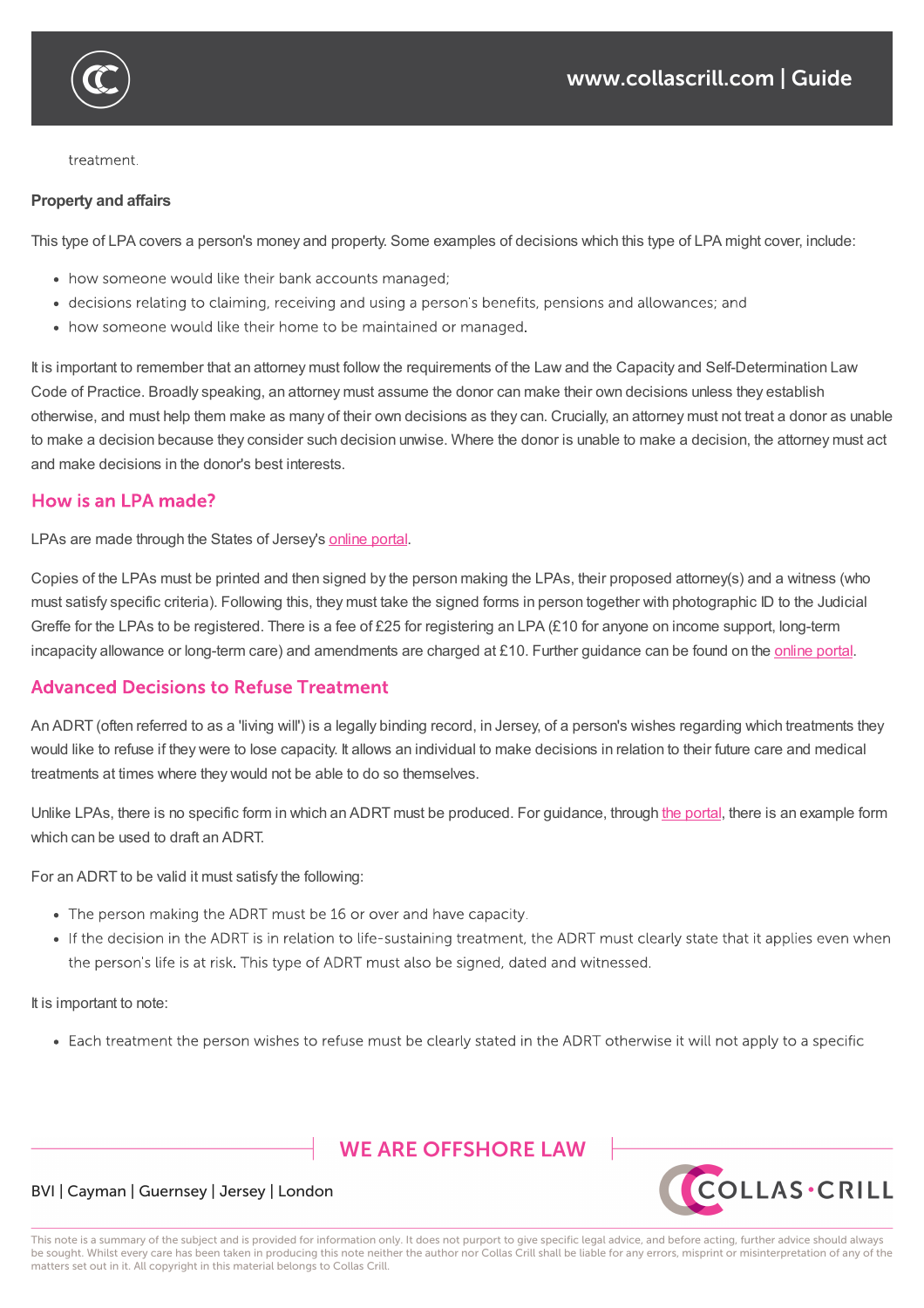treatment.

**Property and affairs**

This type of LPA covers a person's money and property. Some examples of decisions which this type of LPA might cover, include:

- how someone would like their bank accounts managed;
- decisions relating to claiming, receiving and using a person's benefits, pensions and allowances; and
- how someone would like their home to be maintained or managed.

It is important to remember that an attorney must follow the requirements of the Law and the Capacity and Self-Determination Law Code of Practice. Broadly speaking, an attorney must assume the donor can make their own decisions unless they establish otherwise, and must help them make as many of their own decisions as they can. Crucially, an attorney must not treat a donor as unable to make a decision because they consider such decision unwise. Where the donor is unable to make a decision, the attorney must act and make decisions in the donor's best interests.

## How is an LPA made?

LPAs are made through the States of Jersey's online portal.

Copies of the LPAs must be printed and then signed by the person making the LPAs, their proposed attorney(s) and a witness (who must satisfy specific criteria). Following this, they must take the signed forms in person together with photographic ID to the Judicial Greffe for the LPAs to be registered. There is a fee of £25 for registering an LPA (£10 for anyone on income support, long-term incapacity allowance or long-term care) and amendments are charged at £10. Further guidance can be found on the online portal.

## Advanced Decisions to Refuse Treatment

An ADRT (often referred to as a 'living will') is a legally binding record, in Jersey, of a person's wishes regarding which treatments they would like to refuse if they were to lose capacity. It allows an individual to make decisions in relation to their future care and medical treatments at times where they would not be able to do so themselves.

Unlike LPAs, there is no specific form in which an ADRT must be produced. For guidance, through the portal, there is an example form which can be used to draft an ADRT.

For an ADRT to be valid it must satisfy the following:

- The person making the ADRT must be 16 or over and have capacity.
- If the decision in the ADRT is in relation to life-sustaining treatment, the ADRT must clearly state that it applies even when the person's life is at risk. This type of ADRT must also be signed, dated and witnessed.

It is important to note:

- Each treatment the person wishes to refuse must be clearly stated in the ADRT otherwise it will not apply to a specific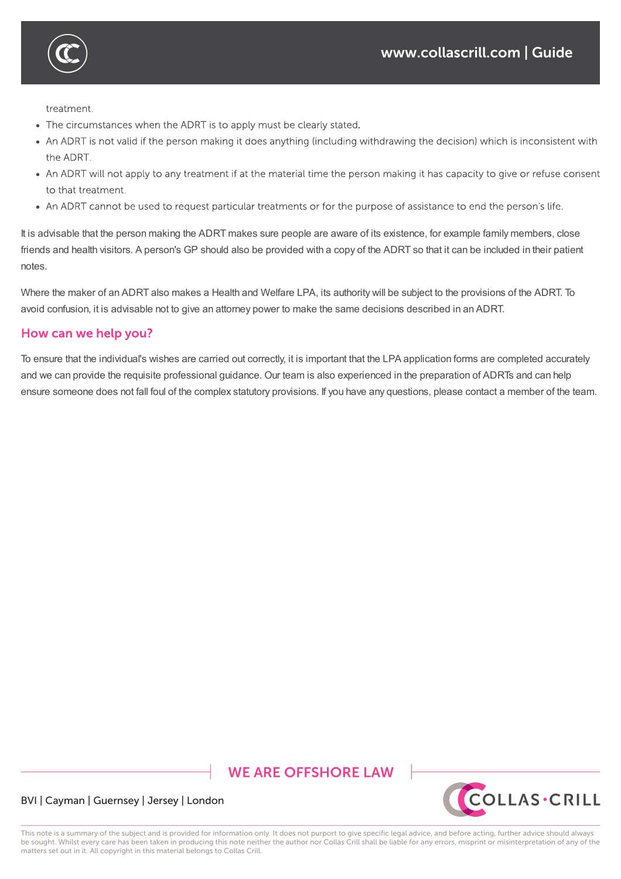treatment.

- The circumstances when the ADRT is to apply must be clearly stated.
- An ADRT is not valid if the person making it does anything (including withdrawing the decision) which is inconsistent with the ADRT.
- An ADRT will not apply to any treatment if at the material time the person making it has capacity to give or refuse consent to that treatment.
- An ADRT cannot be used to request particular treatments or for the purpose of assistance to end the person's life.

It is advisable that the person making the ADRT makes sure people are aware of its existence, for example family members, close friends and health visitors. A person's GP should also be provided with a copy of the ADRT so that it can be included in their patient notes.

Where the maker of an ADRT also makes a Health and Welfare LPA, its authority will be subject to the provisions of the ADRT. To avoid confusion, it is advisable not to give an attorney power to make the same decisions described in an ADRT.

## How can we help you?

To ensure that the individual's wishes are carried out correctly, it is important that the LPA application forms are completed accurately and we can provide the requisite professional guidance. Our team is also experienced in the preparation of ADRTs and can help ensure someone does not fall foul of the complex statutory provisions. If you have any questions, please contact a member of the team.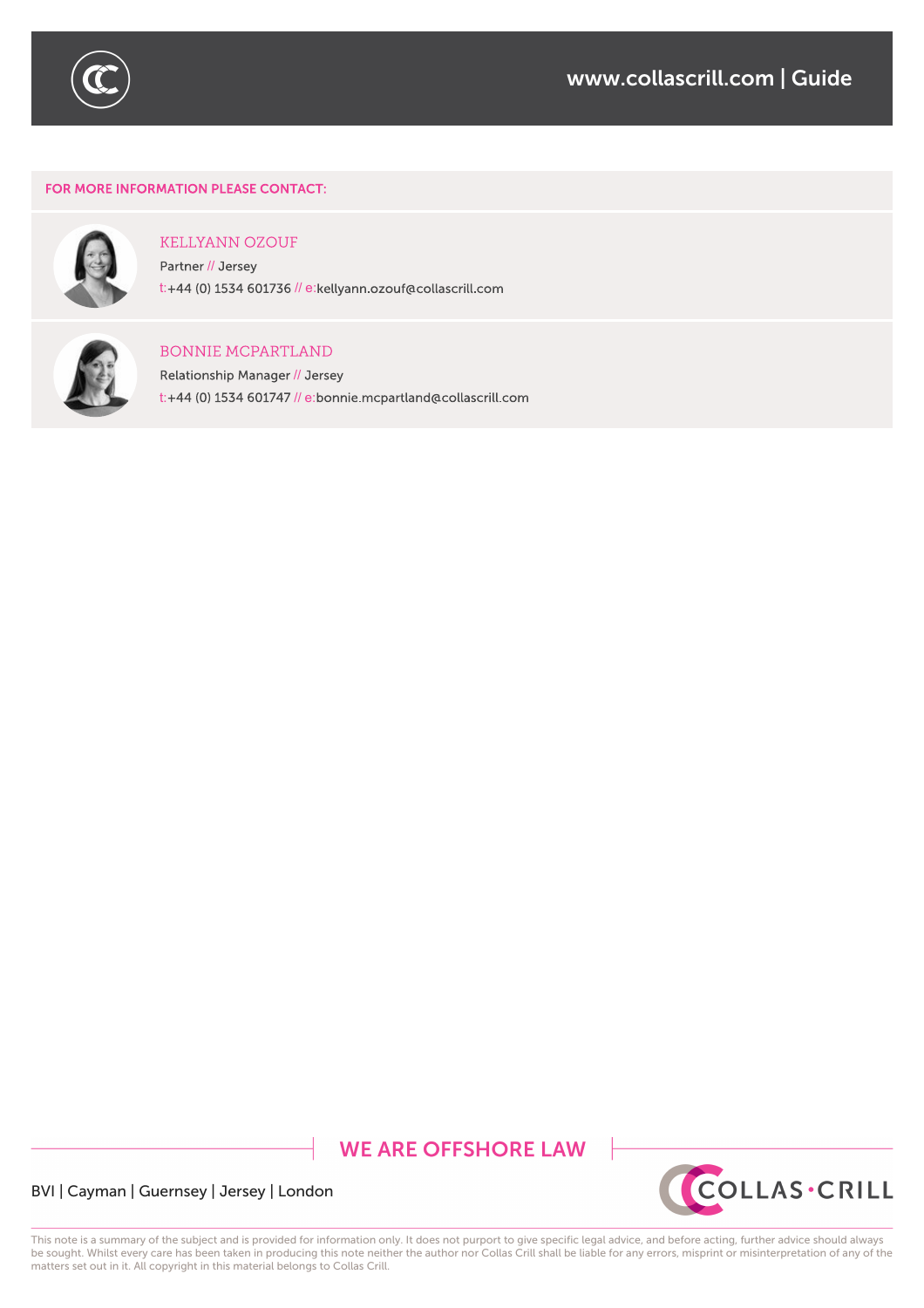FOR MORE INFORMATION PLEASE CONTACT:

KELLYANN OZOUF
Partner // Jersey
t:+44 (0) 1534 601736 // e:kellyann.ozouf@collascrill.com

BONNIE MCPARTLAND
Relationship Manager // Jersey
t:+44 (0) 1534 601747 // e:bonnie.mcpartland@collascrill.com

WE ARE OFFSHORE LAW

BVI | Cayman | Guernsey | Jersey | London

COLLAS·CRILL

This note is a summary of the subject and is provided for information only. It does not purport to give specific legal advice, and before acting, further advice should always be sought. Whilst every care has been taken in producing this note neither the author nor Collas Crill shall be liable for any errors, misprint or misinterpretation of any of the matters set out in it. All copyright in this material belongs to Collas Crill.